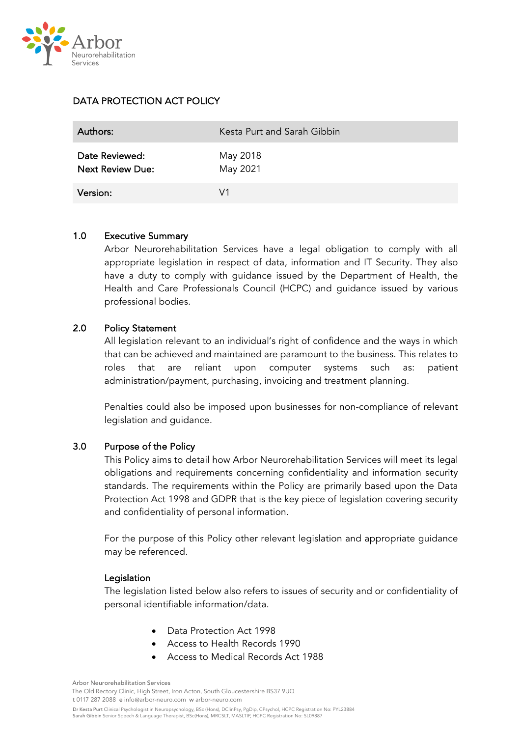# DATA PROTECTION ACT POLICY

| Authors: | Kesta Purt and Sarah Gibbin |
|---|---|
| Date Reviewed:<br>Next Review Due: | May 2018<br>May 2021 |
| Version: | V1 |

## 1.0 Executive Summary

Arbor Neurorehabilitation Services have a legal obligation to comply with all appropriate legislation in respect of data, information and IT Security. They also have a duty to comply with guidance issued by the Department of Health, the Health and Care Professionals Council (HCPC) and guidance issued by various professional bodies.

## 2.0 Policy Statement

All legislation relevant to an individual's right of confidence and the ways in which that can be achieved and maintained are paramount to the business. This relates to roles that are reliant upon computer systems such as: patient administration/payment, purchasing, invoicing and treatment planning.

Penalties could also be imposed upon businesses for non-compliance of relevant legislation and guidance.

## 3.0 Purpose of the Policy

This Policy aims to detail how Arbor Neurorehabilitation Services will meet its legal obligations and requirements concerning confidentiality and information security standards. The requirements within the Policy are primarily based upon the Data Protection Act 1998 and GDPR that is the key piece of legislation covering security and confidentiality of personal information.

For the purpose of this Policy other relevant legislation and appropriate guidance may be referenced.

### Legislation

The legislation listed below also refers to issues of security and or confidentiality of personal identifiable information/data.

- Data Protection Act 1998
- Access to Health Records 1990
- Access to Medical Records Act 1988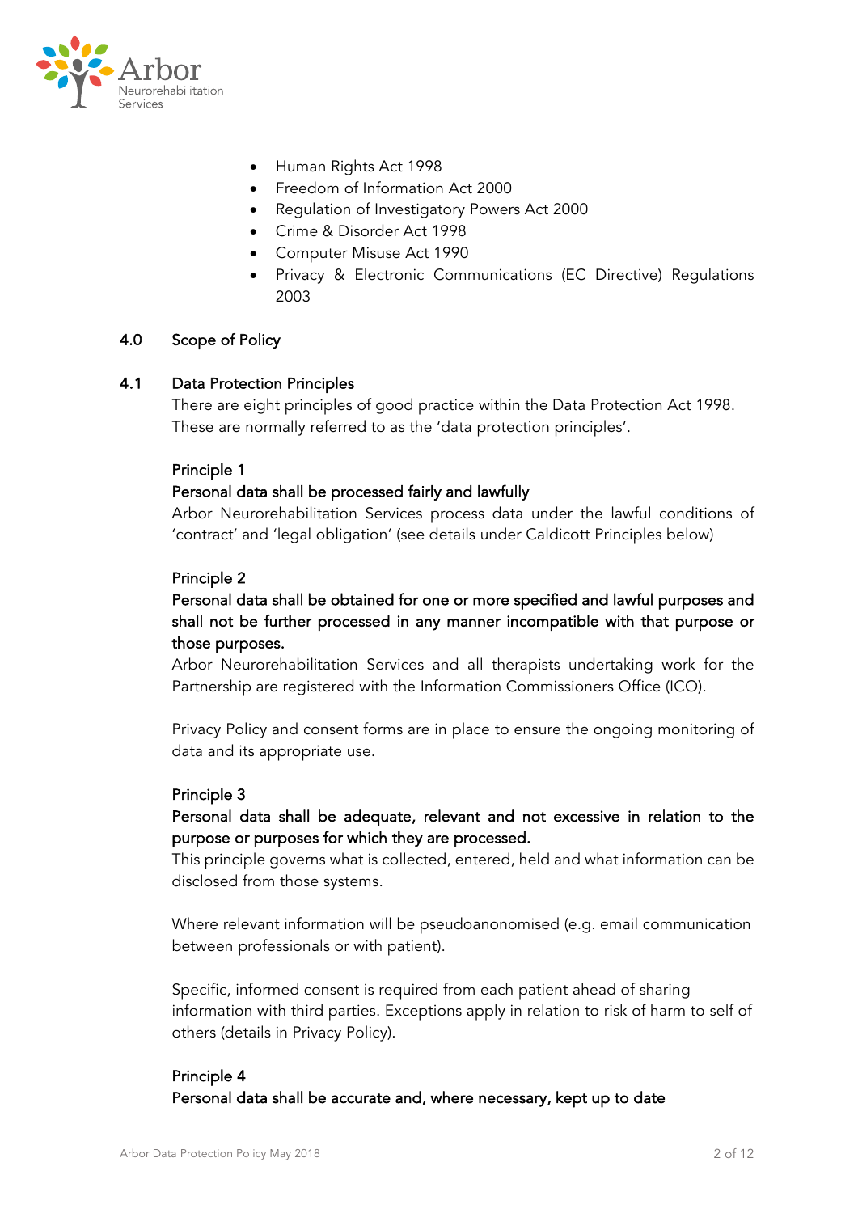- Human Rights Act 1998
- Freedom of Information Act 2000
- Regulation of Investigatory Powers Act 2000
- Crime & Disorder Act 1998
- Computer Misuse Act 1990
- Privacy & Electronic Communications (EC Directive) Regulations 2003

## 4.0 Scope of Policy

### 4.1 Data Protection Principles

There are eight principles of good practice within the Data Protection Act 1998. These are normally referred to as the 'data protection principles'.

**Principle 1**

**Personal data shall be processed fairly and lawfully**

Arbor Neurorehabilitation Services process data under the lawful conditions of 'contract' and 'legal obligation' (see details under Caldicott Principles below)

**Principle 2**

**Personal data shall be obtained for one or more specified and lawful purposes and shall not be further processed in any manner incompatible with that purpose or those purposes.**

Arbor Neurorehabilitation Services and all therapists undertaking work for the Partnership are registered with the Information Commissioners Office (ICO).

Privacy Policy and consent forms are in place to ensure the ongoing monitoring of data and its appropriate use.

**Principle 3**

**Personal data shall be adequate, relevant and not excessive in relation to the purpose or purposes for which they are processed.**

This principle governs what is collected, entered, held and what information can be disclosed from those systems.

Where relevant information will be pseudoanonomised (e.g. email communication between professionals or with patient).

Specific, informed consent is required from each patient ahead of sharing information with third parties. Exceptions apply in relation to risk of harm to self of others (details in Privacy Policy).

**Principle 4**

**Personal data shall be accurate and, where necessary, kept up to date**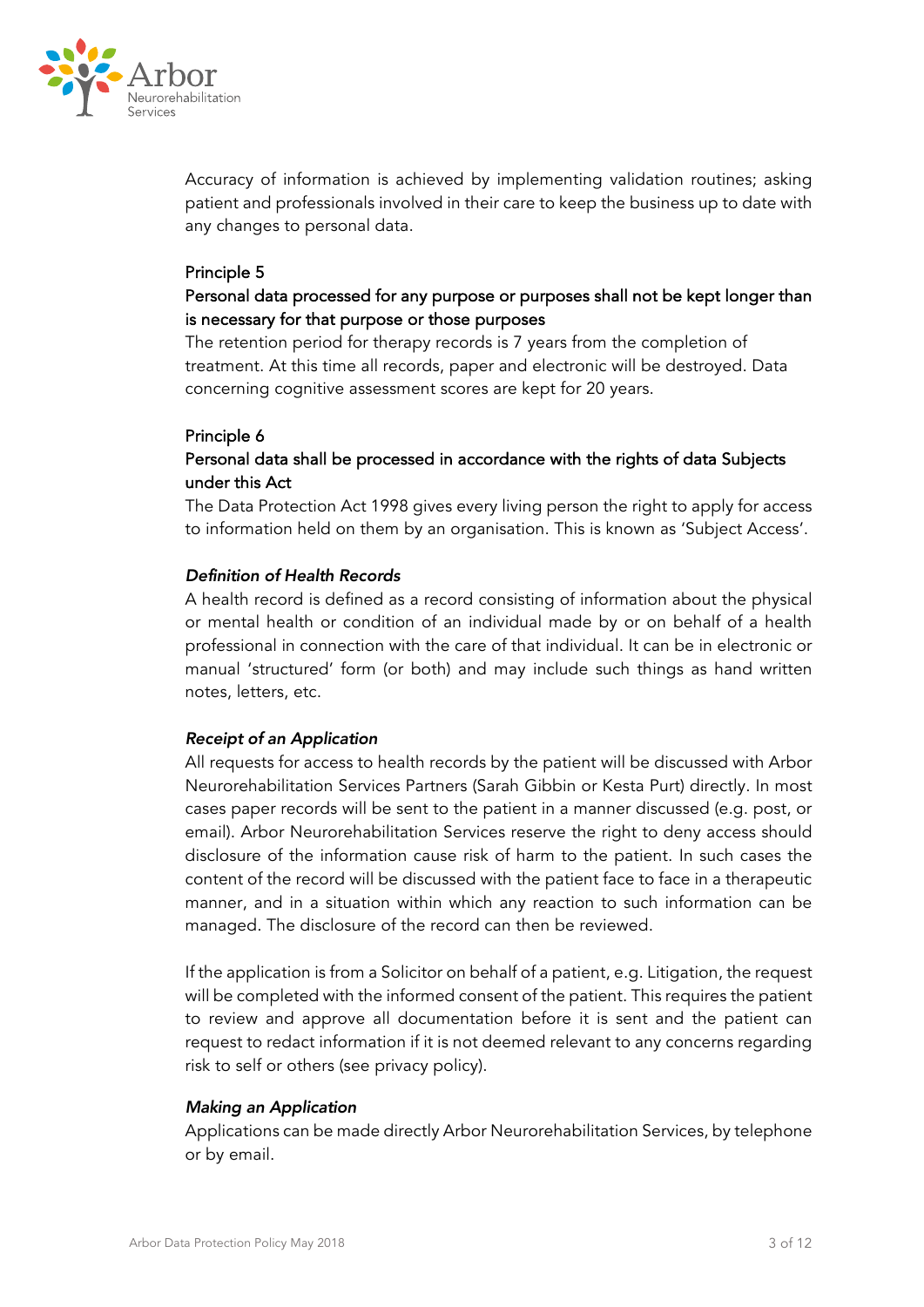Accuracy of information is achieved by implementing validation routines; asking patient and professionals involved in their care to keep the business up to date with any changes to personal data.

Principle 5

Personal data processed for any purpose or purposes shall not be kept longer than is necessary for that purpose or those purposes

The retention period for therapy records is 7 years from the completion of treatment. At this time all records, paper and electronic will be destroyed. Data concerning cognitive assessment scores are kept for 20 years.

Principle 6

Personal data shall be processed in accordance with the rights of data Subjects under this Act

The Data Protection Act 1998 gives every living person the right to apply for access to information held on them by an organisation. This is known as 'Subject Access'.

*Definition of Health Records*

A health record is defined as a record consisting of information about the physical or mental health or condition of an individual made by or on behalf of a health professional in connection with the care of that individual. It can be in electronic or manual 'structured' form (or both) and may include such things as hand written notes, letters, etc.

*Receipt of an Application*

All requests for access to health records by the patient will be discussed with Arbor Neurorehabilitation Services Partners (Sarah Gibbin or Kesta Purt) directly. In most cases paper records will be sent to the patient in a manner discussed (e.g. post, or email). Arbor Neurorehabilitation Services reserve the right to deny access should disclosure of the information cause risk of harm to the patient. In such cases the content of the record will be discussed with the patient face to face in a therapeutic manner, and in a situation within which any reaction to such information can be managed. The disclosure of the record can then be reviewed.

If the application is from a Solicitor on behalf of a patient, e.g. Litigation, the request will be completed with the informed consent of the patient. This requires the patient to review and approve all documentation before it is sent and the patient can request to redact information if it is not deemed relevant to any concerns regarding risk to self or others (see privacy policy).

*Making an Application*

Applications can be made directly Arbor Neurorehabilitation Services, by telephone or by email.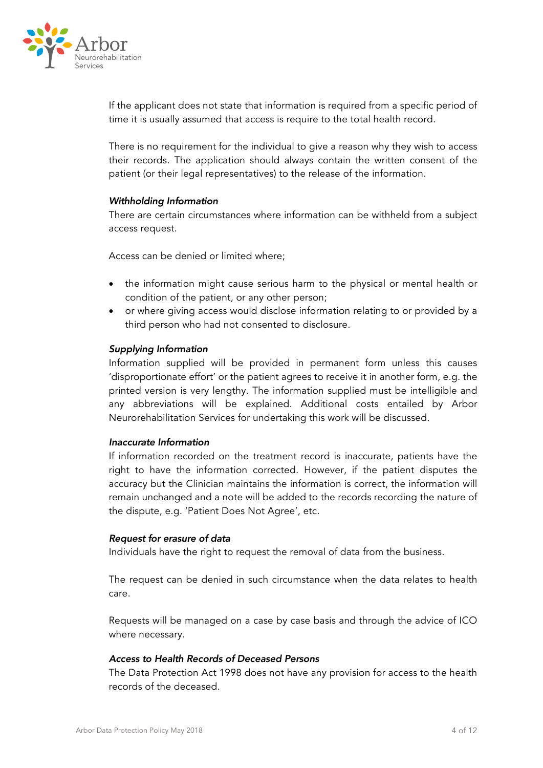If the applicant does not state that information is required from a specific period of time it is usually assumed that access is require to the total health record.

There is no requirement for the individual to give a reason why they wish to access their records. The application should always contain the written consent of the patient (or their legal representatives) to the release of the information.

*Withholding Information*

There are certain circumstances where information can be withheld from a subject access request.

Access can be denied or limited where;

- the information might cause serious harm to the physical or mental health or condition of the patient, or any other person;
- or where giving access would disclose information relating to or provided by a third person who had not consented to disclosure.

*Supplying Information*

Information supplied will be provided in permanent form unless this causes 'disproportionate effort' or the patient agrees to receive it in another form, e.g. the printed version is very lengthy. The information supplied must be intelligible and any abbreviations will be explained. Additional costs entailed by Arbor Neurorehabilitation Services for undertaking this work will be discussed.

*Inaccurate Information*

If information recorded on the treatment record is inaccurate, patients have the right to have the information corrected. However, if the patient disputes the accuracy but the Clinician maintains the information is correct, the information will remain unchanged and a note will be added to the records recording the nature of the dispute, e.g. 'Patient Does Not Agree', etc.

*Request for erasure of data*

Individuals have the right to request the removal of data from the business.

The request can be denied in such circumstance when the data relates to health care.

Requests will be managed on a case by case basis and through the advice of ICO where necessary.

*Access to Health Records of Deceased Persons*

The Data Protection Act 1998 does not have any provision for access to the health records of the deceased.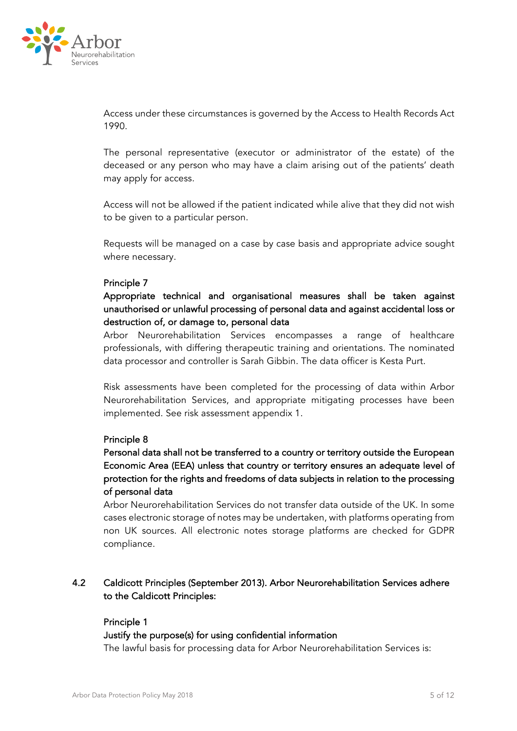Access under these circumstances is governed by the Access to Health Records Act 1990.

The personal representative (executor or administrator of the estate) of the deceased or any person who may have a claim arising out of the patients' death may apply for access.

Access will not be allowed if the patient indicated while alive that they did not wish to be given to a particular person.

Requests will be managed on a case by case basis and appropriate advice sought where necessary.

Principle 7
Appropriate technical and organisational measures shall be taken against unauthorised or unlawful processing of personal data and against accidental loss or destruction of, or damage to, personal data
Arbor Neurorehabilitation Services encompasses a range of healthcare professionals, with differing therapeutic training and orientations. The nominated data processor and controller is Sarah Gibbin. The data officer is Kesta Purt.

Risk assessments have been completed for the processing of data within Arbor Neurorehabilitation Services, and appropriate mitigating processes have been implemented. See risk assessment appendix 1.

Principle 8
Personal data shall not be transferred to a country or territory outside the European Economic Area (EEA) unless that country or territory ensures an adequate level of protection for the rights and freedoms of data subjects in relation to the processing of personal data
Arbor Neurorehabilitation Services do not transfer data outside of the UK. In some cases electronic storage of notes may be undertaken, with platforms operating from non UK sources. All electronic notes storage platforms are checked for GDPR compliance.

4.2 Caldicott Principles (September 2013). Arbor Neurorehabilitation Services adhere to the Caldicott Principles:

Principle 1
Justify the purpose(s) for using confidential information
The lawful basis for processing data for Arbor Neurorehabilitation Services is: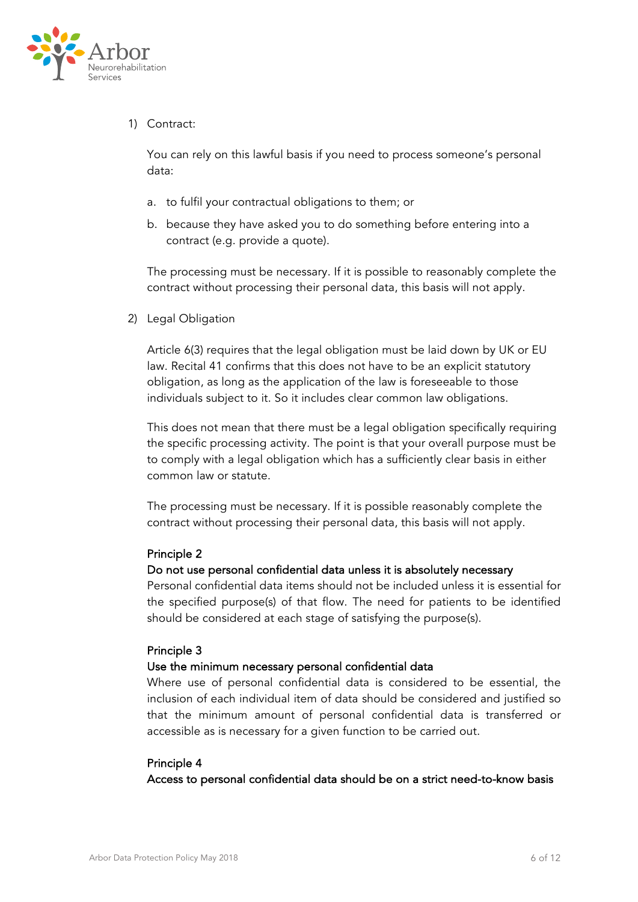1) Contract:

   You can rely on this lawful basis if you need to process someone's personal data:

   a. to fulfil your contractual obligations to them; or

   b. because they have asked you to do something before entering into a contract (e.g. provide a quote).

   The processing must be necessary. If it is possible to reasonably complete the contract without processing their personal data, this basis will not apply.

2) Legal Obligation

   Article 6(3) requires that the legal obligation must be laid down by UK or EU law. Recital 41 confirms that this does not have to be an explicit statutory obligation, as long as the application of the law is foreseeable to those individuals subject to it. So it includes clear common law obligations.

   This does not mean that there must be a legal obligation specifically requiring the specific processing activity. The point is that your overall purpose must be to comply with a legal obligation which has a sufficiently clear basis in either common law or statute.

   The processing must be necessary. If it is possible reasonably complete the contract without processing their personal data, this basis will not apply.

### Principle 2
### Do not use personal confidential data unless it is absolutely necessary

Personal confidential data items should not be included unless it is essential for the specified purpose(s) of that flow. The need for patients to be identified should be considered at each stage of satisfying the purpose(s).

### Principle 3
### Use the minimum necessary personal confidential data

Where use of personal confidential data is considered to be essential, the inclusion of each individual item of data should be considered and justified so that the minimum amount of personal confidential data is transferred or accessible as is necessary for a given function to be carried out.

### Principle 4
### Access to personal confidential data should be on a strict need-to-know basis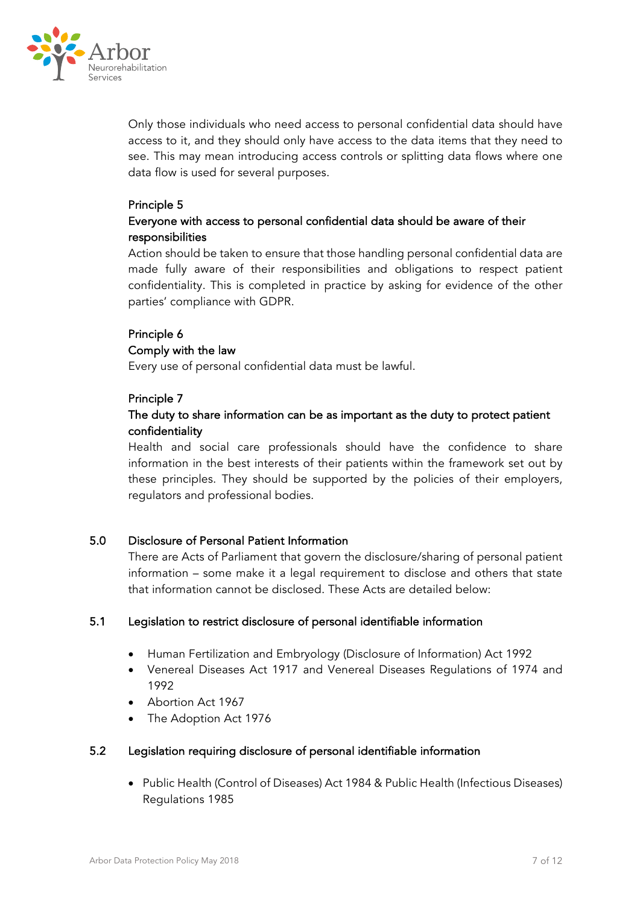Only those individuals who need access to personal confidential data should have access to it, and they should only have access to the data items that they need to see. This may mean introducing access controls or splitting data flows where one data flow is used for several purposes.

Principle 5

Everyone with access to personal confidential data should be aware of their responsibilities

Action should be taken to ensure that those handling personal confidential data are made fully aware of their responsibilities and obligations to respect patient confidentiality. This is completed in practice by asking for evidence of the other parties' compliance with GDPR.

Principle 6

Comply with the law

Every use of personal confidential data must be lawful.

Principle 7

The duty to share information can be as important as the duty to protect patient confidentiality

Health and social care professionals should have the confidence to share information in the best interests of their patients within the framework set out by these principles. They should be supported by the policies of their employers, regulators and professional bodies.

## 5.0 Disclosure of Personal Patient Information

There are Acts of Parliament that govern the disclosure/sharing of personal patient information – some make it a legal requirement to disclose and others that state that information cannot be disclosed. These Acts are detailed below:

### 5.1 Legislation to restrict disclosure of personal identifiable information

- Human Fertilization and Embryology (Disclosure of Information) Act 1992
- Venereal Diseases Act 1917 and Venereal Diseases Regulations of 1974 and 1992
- Abortion Act 1967
- The Adoption Act 1976

### 5.2 Legislation requiring disclosure of personal identifiable information

- Public Health (Control of Diseases) Act 1984 & Public Health (Infectious Diseases) Regulations 1985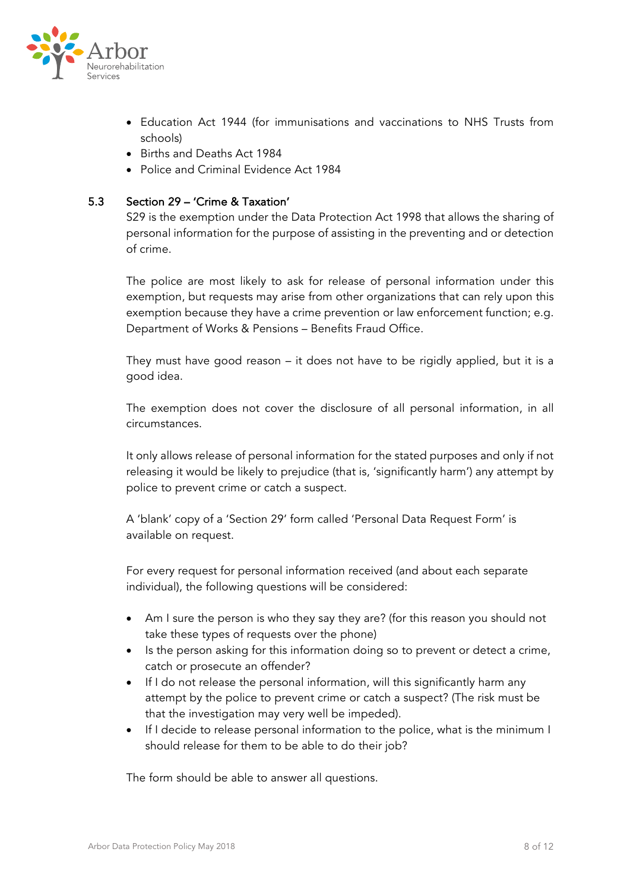- Education Act 1944 (for immunisations and vaccinations to NHS Trusts from schools)
- Births and Deaths Act 1984
- Police and Criminal Evidence Act 1984

### 5.3 Section 29 – 'Crime & Taxation'

S29 is the exemption under the Data Protection Act 1998 that allows the sharing of personal information for the purpose of assisting in the preventing and or detection of crime.

The police are most likely to ask for release of personal information under this exemption, but requests may arise from other organizations that can rely upon this exemption because they have a crime prevention or law enforcement function; e.g. Department of Works & Pensions – Benefits Fraud Office.

They must have good reason – it does not have to be rigidly applied, but it is a good idea.

The exemption does not cover the disclosure of all personal information, in all circumstances.

It only allows release of personal information for the stated purposes and only if not releasing it would be likely to prejudice (that is, 'significantly harm') any attempt by police to prevent crime or catch a suspect.

A 'blank' copy of a 'Section 29' form called 'Personal Data Request Form' is available on request.

For every request for personal information received (and about each separate individual), the following questions will be considered:

- Am I sure the person is who they say they are? (for this reason you should not take these types of requests over the phone)
- Is the person asking for this information doing so to prevent or detect a crime, catch or prosecute an offender?
- If I do not release the personal information, will this significantly harm any attempt by the police to prevent crime or catch a suspect? (The risk must be that the investigation may very well be impeded).
- If I decide to release personal information to the police, what is the minimum I should release for them to be able to do their job?

The form should be able to answer all questions.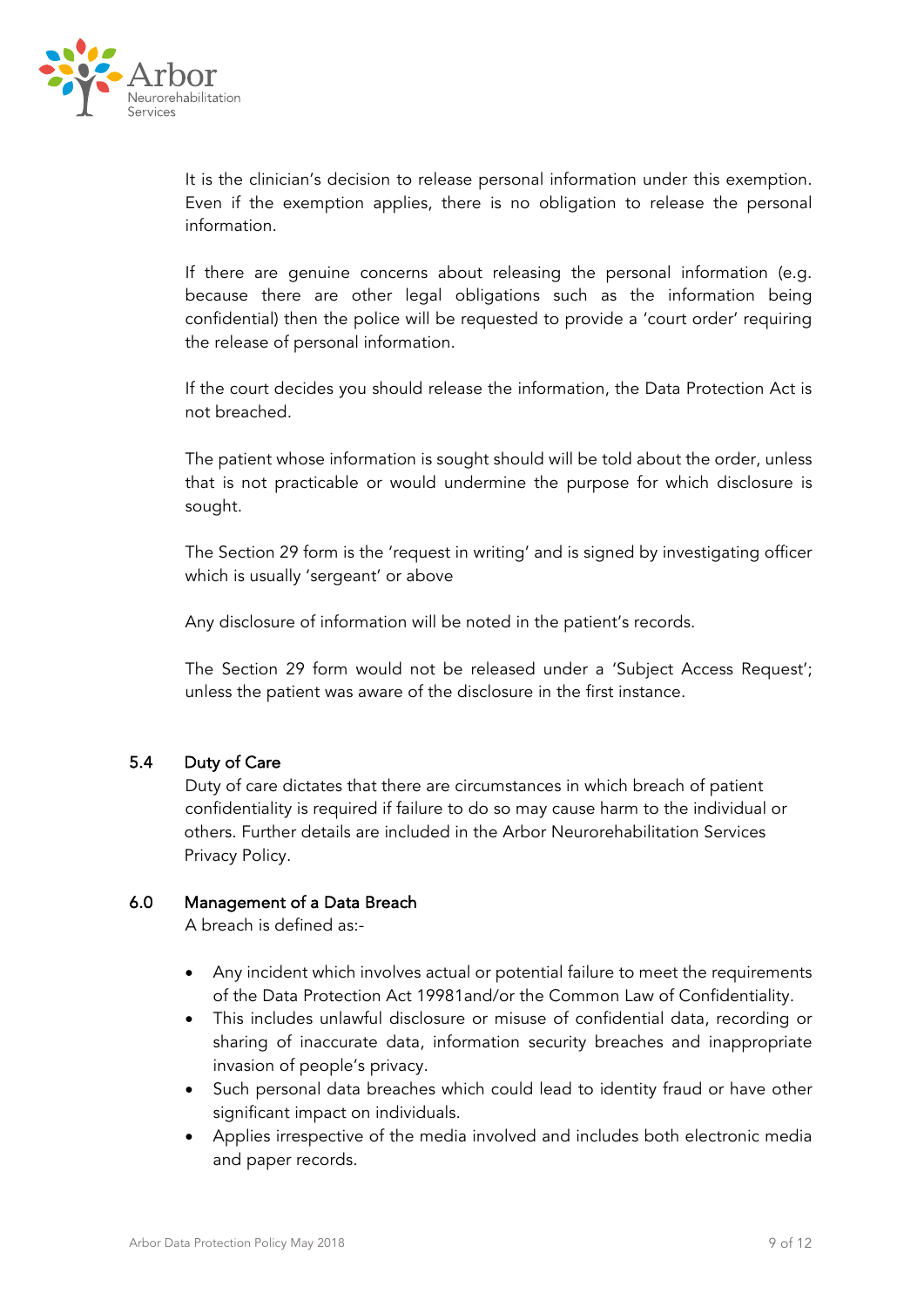It is the clinician's decision to release personal information under this exemption. Even if the exemption applies, there is no obligation to release the personal information.

If there are genuine concerns about releasing the personal information (e.g. because there are other legal obligations such as the information being confidential) then the police will be requested to provide a 'court order' requiring the release of personal information.

If the court decides you should release the information, the Data Protection Act is not breached.

The patient whose information is sought should will be told about the order, unless that is not practicable or would undermine the purpose for which disclosure is sought.

The Section 29 form is the 'request in writing' and is signed by investigating officer which is usually 'sergeant' or above

Any disclosure of information will be noted in the patient's records.

The Section 29 form would not be released under a 'Subject Access Request'; unless the patient was aware of the disclosure in the first instance.

## 5.4 Duty of Care

Duty of care dictates that there are circumstances in which breach of patient confidentiality is required if failure to do so may cause harm to the individual or others. Further details are included in the Arbor Neurorehabilitation Services Privacy Policy.

## 6.0 Management of a Data Breach

A breach is defined as:-

- Any incident which involves actual or potential failure to meet the requirements of the Data Protection Act 19981and/or the Common Law of Confidentiality.
- This includes unlawful disclosure or misuse of confidential data, recording or sharing of inaccurate data, information security breaches and inappropriate invasion of people's privacy.
- Such personal data breaches which could lead to identity fraud or have other significant impact on individuals.
- Applies irrespective of the media involved and includes both electronic media and paper records.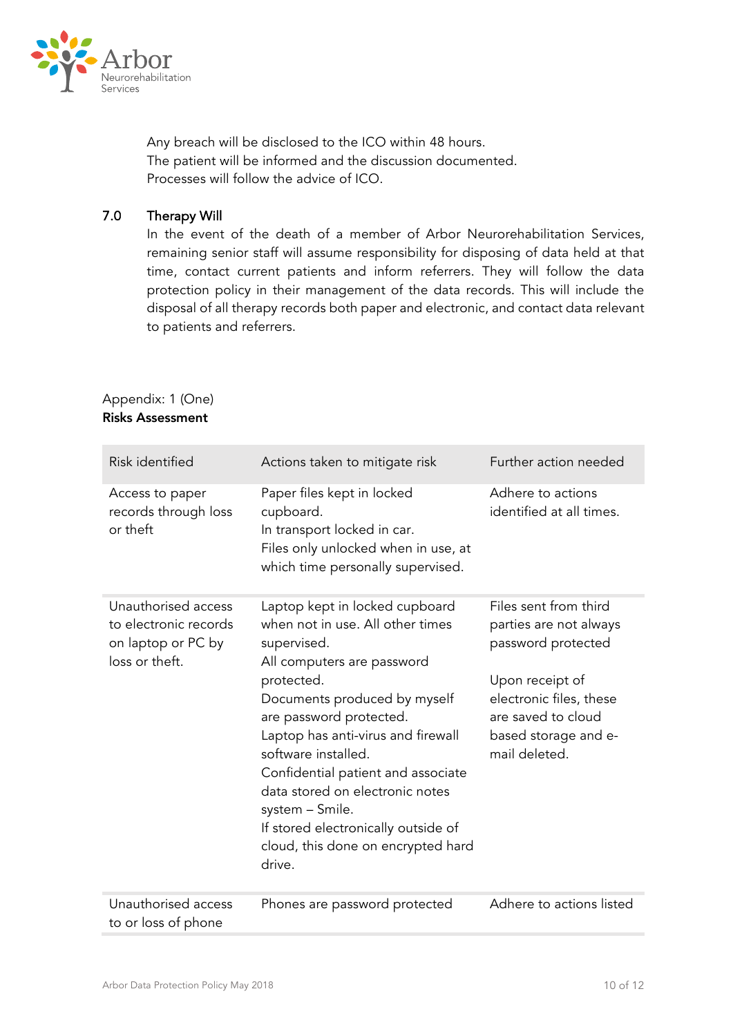Any breach will be disclosed to the ICO within 48 hours.
The patient will be informed and the discussion documented.
Processes will follow the advice of ICO.

## 7.0 Therapy Will

In the event of the death of a member of Arbor Neurorehabilitation Services, remaining senior staff will assume responsibility for disposing of data held at that time, contact current patients and inform referrers. They will follow the data protection policy in their management of the data records. This will include the disposal of all therapy records both paper and electronic, and contact data relevant to patients and referrers.

Appendix: 1 (One)
**Risks Assessment**

| Risk identified | Actions taken to mitigate risk | Further action needed |
|---|---|---|
| Access to paper records through loss or theft | Paper files kept in locked cupboard.<br>In transport locked in car.<br>Files only unlocked when in use, at which time personally supervised. | Adhere to actions identified at all times. |
| Unauthorised access to electronic records on laptop or PC by loss or theft. | Laptop kept in locked cupboard when not in use. All other times supervised.<br>All computers are password protected.<br>Documents produced by myself are password protected.<br>Laptop has anti-virus and firewall software installed.<br>Confidential patient and associate data stored on electronic notes system – Smile.<br>If stored electronically outside of cloud, this done on encrypted hard drive. | Files sent from third parties are not always password protected<br><br>Upon receipt of electronic files, these are saved to cloud based storage and e-mail deleted. |
| Unauthorised access to or loss of phone | Phones are password protected | Adhere to actions listed |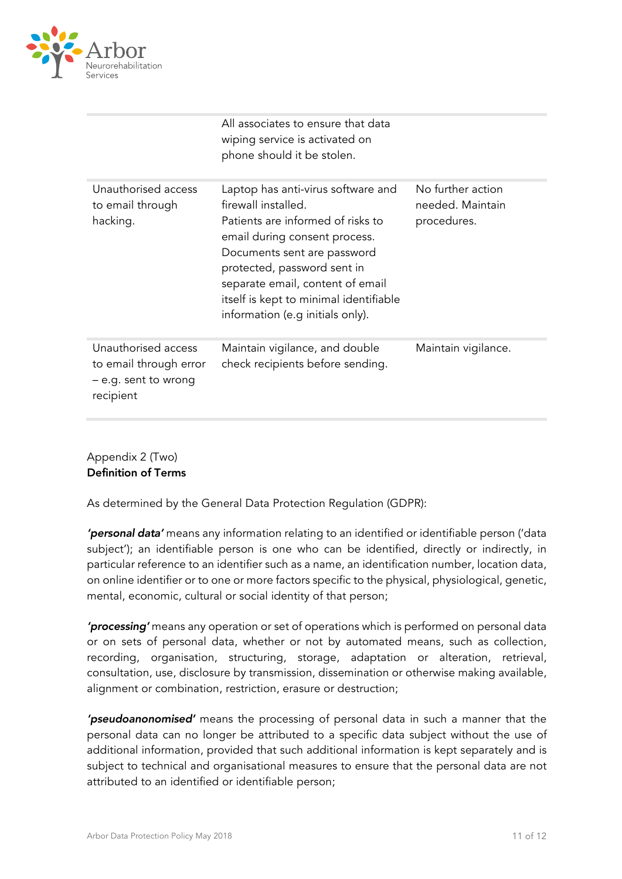| | | |
|---|---|---|
| | All associates to ensure that data wiping service is activated on phone should it be stolen. | |
| Unauthorised access to email through hacking. | Laptop has anti-virus software and firewall installed.<br>Patients are informed of risks to email during consent process.<br>Documents sent are password protected, password sent in separate email, content of email itself is kept to minimal identifiable information (e.g initials only). | No further action needed. Maintain procedures. |
| Unauthorised access to email through error – e.g. sent to wrong recipient | Maintain vigilance, and double check recipients before sending. | Maintain vigilance. |

Appendix 2 (Two)
**Definition of Terms**

As determined by the General Data Protection Regulation (GDPR):

***'personal data'*** means any information relating to an identified or identifiable person ('data subject'); an identifiable person is one who can be identified, directly or indirectly, in particular reference to an identifier such as a name, an identification number, location data, on online identifier or to one or more factors specific to the physical, physiological, genetic, mental, economic, cultural or social identity of that person;

***'processing'*** means any operation or set of operations which is performed on personal data or on sets of personal data, whether or not by automated means, such as collection, recording, organisation, structuring, storage, adaptation or alteration, retrieval, consultation, use, disclosure by transmission, dissemination or otherwise making available, alignment or combination, restriction, erasure or destruction;

***'pseudoanonomised'*** means the processing of personal data in such a manner that the personal data can no longer be attributed to a specific data subject without the use of additional information, provided that such additional information is kept separately and is subject to technical and organisational measures to ensure that the personal data are not attributed to an identified or identifiable person;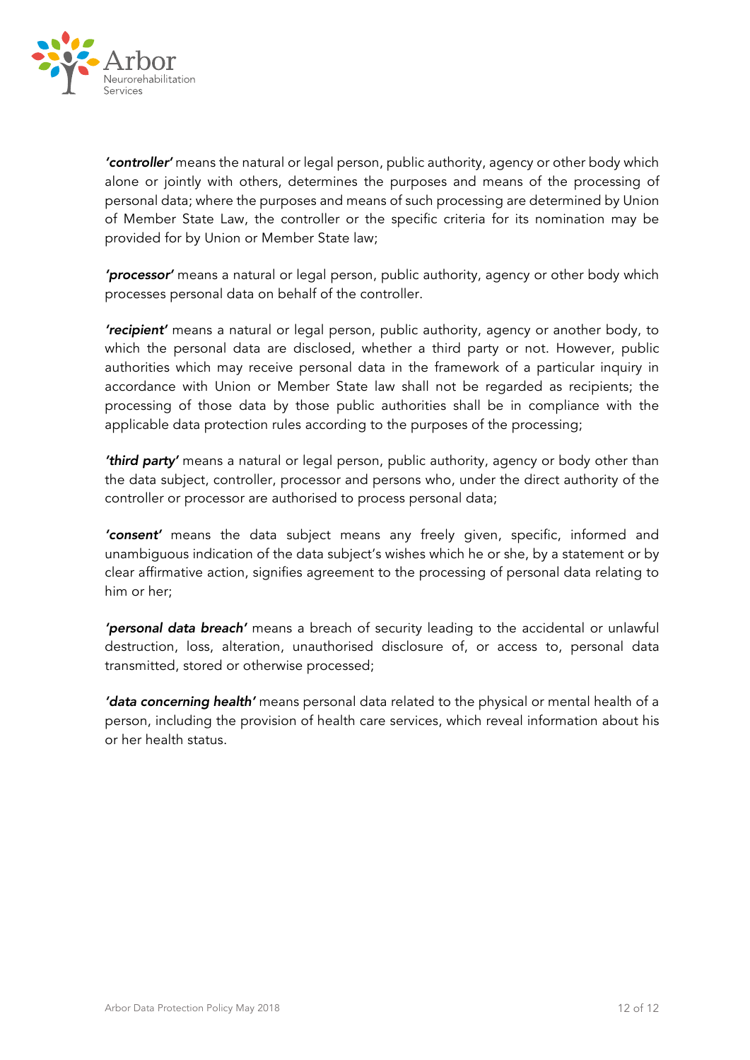***'controller'*** means the natural or legal person, public authority, agency or other body which alone or jointly with others, determines the purposes and means of the processing of personal data; where the purposes and means of such processing are determined by Union of Member State Law, the controller or the specific criteria for its nomination may be provided for by Union or Member State law;

***'processor'*** means a natural or legal person, public authority, agency or other body which processes personal data on behalf of the controller.

***'recipient'*** means a natural or legal person, public authority, agency or another body, to which the personal data are disclosed, whether a third party or not. However, public authorities which may receive personal data in the framework of a particular inquiry in accordance with Union or Member State law shall not be regarded as recipients; the processing of those data by those public authorities shall be in compliance with the applicable data protection rules according to the purposes of the processing;

***'third party'*** means a natural or legal person, public authority, agency or body other than the data subject, controller, processor and persons who, under the direct authority of the controller or processor are authorised to process personal data;

***'consent'*** means the data subject means any freely given, specific, informed and unambiguous indication of the data subject's wishes which he or she, by a statement or by clear affirmative action, signifies agreement to the processing of personal data relating to him or her;

***'personal data breach'*** means a breach of security leading to the accidental or unlawful destruction, loss, alteration, unauthorised disclosure of, or access to, personal data transmitted, stored or otherwise processed;

***'data concerning health'*** means personal data related to the physical or mental health of a person, including the provision of health care services, which reveal information about his or her health status.